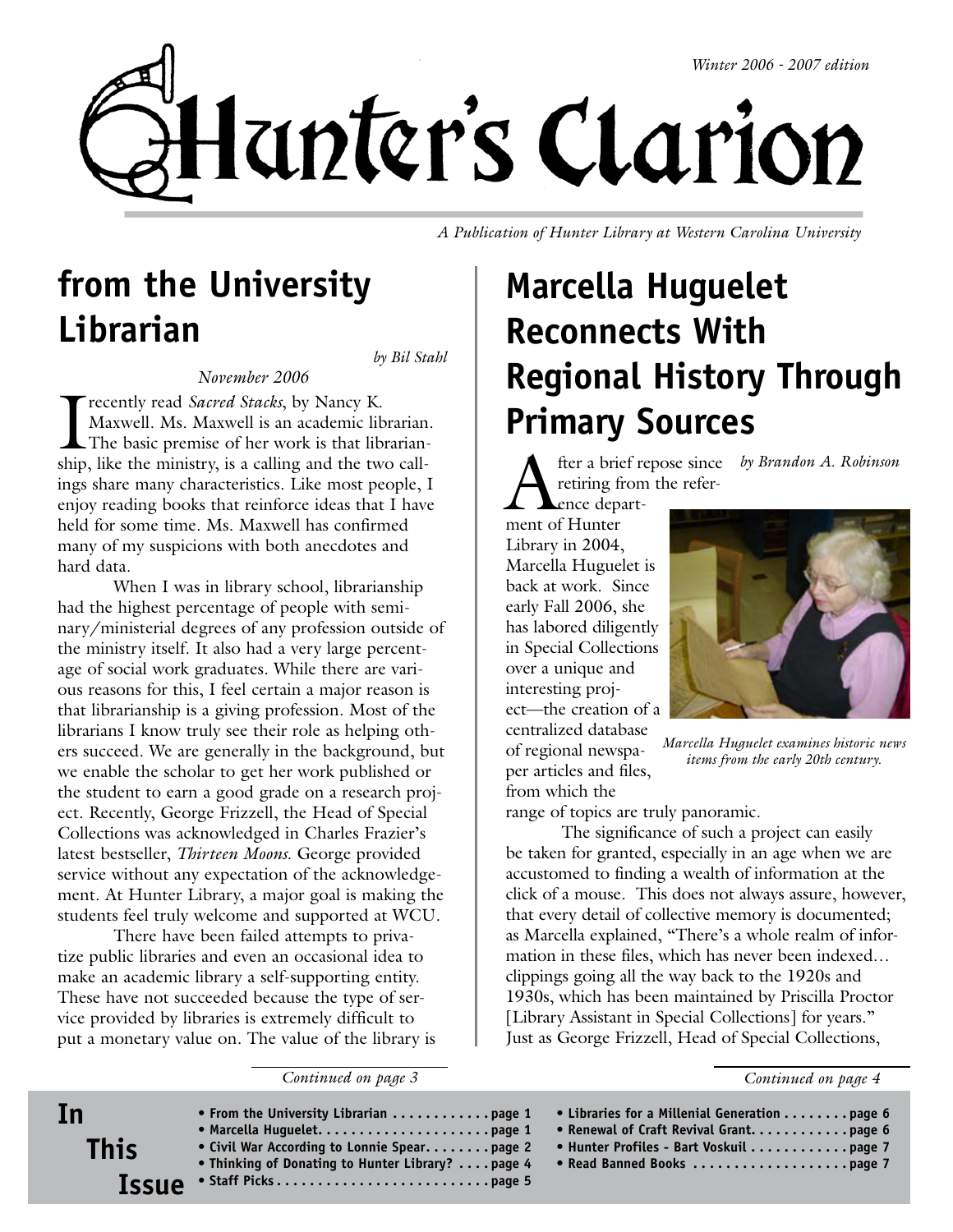*Winter 2006 - 2007 edition*

# Hunter's Clarion

*A Publication of Hunter Library at Western Carolina University*

## from the University Librarian

*by Bil Stahl*

*November 2006*

I recently read *Sacred Stacks*, by Nancy K. Maxwell. Ms. Maxwell is an academic librarian. The basic premise of her work is that librarianship, like the ministry, is a calling and the two callings share many characteristics. Like most people, I enjoy reading books that reinforce ideas that I have held for some time. Ms. Maxwell has confirmed many of my suspicions with both anecdotes and hard data.

When I was in library school, librarianship had the highest percentage of people with seminary/ministerial degrees of any profession outside of the ministry itself. It also had a very large percentage of social work graduates. While there are various reasons for this, I feel certain a major reason is that librarianship is a giving profession. Most of the librarians I know truly see their role as helping others succeed. We are generally in the background, but we enable the scholar to get her work published or the student to earn a good grade on a research project. Recently, George Frizzell, the Head of Special Collections was acknowledged in Charles Frazier's latest bestseller, *Thirteen Moons.* George provided service without any expectation of the acknowledgement. At Hunter Library, a major goal is making the students feel truly welcome and supported at WCU.

There have been failed attempts to privatize public libraries and even an occasional idea to make an academic library a self-supporting entity. These have not succeeded because the type of service provided by libraries is extremely difficult to put a monetary value on. The value of the library is

*Continued on page 3*

## Marcella Huguelet Reconnects With Regional History Through Primary Sources

*by Brandon A. Robinson*

After a brief repose since retiring from the reference department of Hunter Library in 2004, Marcella Huguelet is back at work. Since early Fall 2006, she has labored diligently in Special Collections over a unique and interesting project—the creation of a centralized database of regional newspaper articles and files, from which the range of topics are truly panoramic.

*Marcella Huguelet examines historic news items from the early 20th century.*

The significance of such a project can easily be taken for granted, especially in an age when we are accustomed to finding a wealth of information at the click of a mouse. This does not always assure, however, that every detail of collective memory is documented; as Marcella explained, "There's a whole realm of information in these files, which has never been indexed... clippings going all the way back to the 1920s and 1930s, which has been maintained by Priscilla Proctor [Library Assistant in Special Collections] for years." Just as George Frizzell, Head of Special Collections,

*Continued on page 4*

## In This Issue

- **From the University Librarian . . . . . . . . . . . page 1**
- **Marcella Huguelet . . . . . . . . . . . . . . . . . . . . page 1**
- **Civil War According to Lonnie Spear . . . . . . . . page 2**
- **Thinking of Donating to Hunter Library? . . . . page 4**
- **Staff Picks . . . . . . . . . . . . . . . . . . . . . . . . . page 5**
- **Libraries for a Millenial Generation . . . . . . . . page 6**
- **Renewal of Craft Revival Grant. . . . . . . . . . . page 6**
- **Hunter Profiles - Bart Voskuil . . . . . . . . . . . . page 7**
- **Read Banned Books . . . . . . . . . . . . . . . . . . page 7**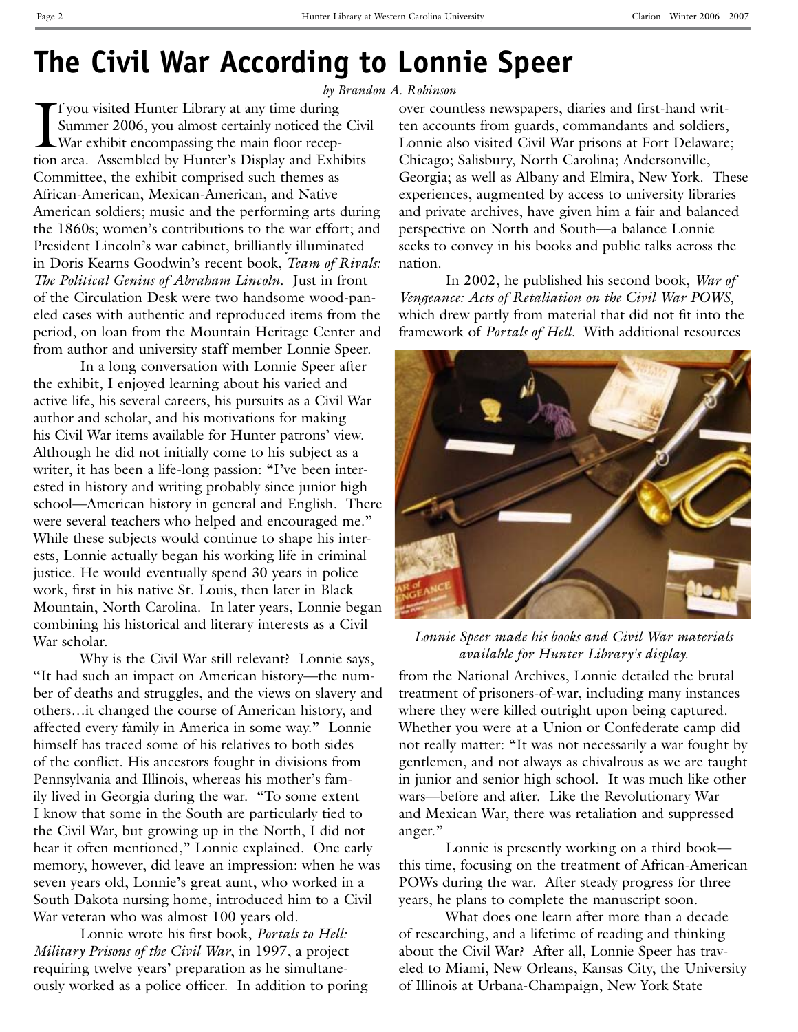# The Civil War According to Lonnie Speer

*by Brandon A. Robinson*

If you visited Hunter Library at any time during Summer 2006, you almost certainly noticed the Civil War exhibit encompassing the main floor reception area. Assembled by Hunter's Display and Exhibits Committee, the exhibit comprised such themes as African-American, Mexican-American, and Native American soldiers; music and the performing arts during the 1860s; women's contributions to the war effort; and President Lincoln's war cabinet, brilliantly illuminated in Doris Kearns Goodwin's recent book, *Team of Rivals: The Political Genius of Abraham Lincoln*. Just in front of the Circulation Desk were two handsome wood-paneled cases with authentic and reproduced items from the period, on loan from the Mountain Heritage Center and from author and university staff member Lonnie Speer.

In a long conversation with Lonnie Speer after the exhibit, I enjoyed learning about his varied and active life, his several careers, his pursuits as a Civil War author and scholar, and his motivations for making his Civil War items available for Hunter patrons' view. Although he did not initially come to his subject as a writer, it has been a life-long passion: "I've been interested in history and writing probably since junior high school—American history in general and English. There were several teachers who helped and encouraged me." While these subjects would continue to shape his interests, Lonnie actually began his working life in criminal justice. He would eventually spend 30 years in police work, first in his native St. Louis, then later in Black Mountain, North Carolina. In later years, Lonnie began combining his historical and literary interests as a Civil War scholar.

Why is the Civil War still relevant? Lonnie says, "It had such an impact on American history—the number of deaths and struggles, and the views on slavery and others…it changed the course of American history, and affected every family in America in some way." Lonnie himself has traced some of his relatives to both sides of the conflict. His ancestors fought in divisions from Pennsylvania and Illinois, whereas his mother's family lived in Georgia during the war. "To some extent I know that some in the South are particularly tied to the Civil War, but growing up in the North, I did not hear it often mentioned," Lonnie explained. One early memory, however, did leave an impression: when he was seven years old, Lonnie's great aunt, who worked in a South Dakota nursing home, introduced him to a Civil War veteran who was almost 100 years old.

Lonnie wrote his first book, *Portals to Hell: Military Prisons of the Civil War*, in 1997, a project requiring twelve years' preparation as he simultaneously worked as a police officer. In addition to poring over countless newspapers, diaries and first-hand written accounts from guards, commandants and soldiers, Lonnie also visited Civil War prisons at Fort Delaware; Chicago; Salisbury, North Carolina; Andersonville, Georgia; as well as Albany and Elmira, New York. These experiences, augmented by access to university libraries and private archives, have given him a fair and balanced perspective on North and South—a balance Lonnie seeks to convey in his books and public talks across the nation.

In 2002, he published his second book, *War of Vengeance: Acts of Retaliation on the Civil War POWS*, which drew partly from material that did not fit into the framework of *Portals of Hell*. With additional resources from the National Archives, Lonnie detailed the brutal treatment of prisoners-of-war, including many instances where they were killed outright upon being captured. Whether you were at a Union or Confederate camp did not really matter: "It was not necessarily a war fought by gentlemen, and not always as chivalrous as we are taught in junior and senior high school. It was much like other wars—before and after. Like the Revolutionary War and Mexican War, there was retaliation and suppressed anger."

*Lonnie Speer made his books and Civil War materials available for Hunter Library's display.*

Lonnie is presently working on a third book—this time, focusing on the treatment of African-American POWs during the war. After steady progress for three years, he plans to complete the manuscript soon.

What does one learn after more than a decade of researching, and a lifetime of reading and thinking about the Civil War? After all, Lonnie Speer has traveled to Miami, New Orleans, Kansas City, the University of Illinois at Urbana-Champaign, New York State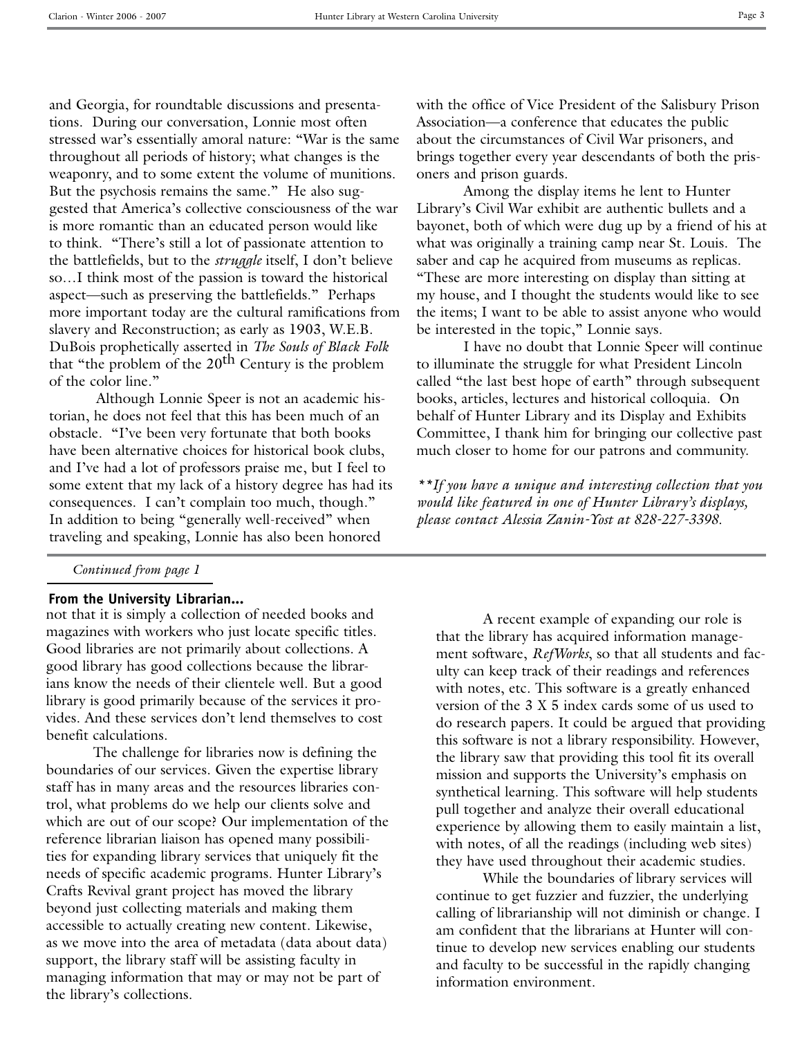and Georgia, for roundtable discussions and presentations. During our conversation, Lonnie most often stressed war's essentially amoral nature: "War is the same throughout all periods of history; what changes is the weaponry, and to some extent the volume of munitions. But the psychosis remains the same." He also suggested that America's collective consciousness of the war is more romantic than an educated person would like to think. "There's still a lot of passionate attention to the battlefields, but to the *struggle* itself, I don't believe so…I think most of the passion is toward the historical aspect—such as preserving the battlefields." Perhaps more important today are the cultural ramifications from slavery and Reconstruction; as early as 1903, W.E.B. DuBois prophetically asserted in *The Souls of Black Folk* that "the problem of the 20th Century is the problem of the color line."

Although Lonnie Speer is not an academic historian, he does not feel that this has been much of an obstacle. "I've been very fortunate that both books have been alternative choices for historical book clubs, and I've had a lot of professors praise me, but I feel to some extent that my lack of a history degree has had its consequences. I can't complain too much, though." In addition to being "generally well-received" when traveling and speaking, Lonnie has also been honored with the office of Vice President of the Salisbury Prison Association—a conference that educates the public about the circumstances of Civil War prisoners, and brings together every year descendants of both the prisoners and prison guards.

Among the display items he lent to Hunter Library's Civil War exhibit are authentic bullets and a bayonet, both of which were dug up by a friend of his at what was originally a training camp near St. Louis. The saber and cap he acquired from museums as replicas. "These are more interesting on display than sitting at my house, and I thought the students would like to see the items; I want to be able to assist anyone who would be interested in the topic," Lonnie says.

I have no doubt that Lonnie Speer will continue to illuminate the struggle for what President Lincoln called "the last best hope of earth" through subsequent books, articles, lectures and historical colloquia. On behalf of Hunter Library and its Display and Exhibits Committee, I thank him for bringing our collective past much closer to home for our patrons and community.

*\*\*If you have a unique and interesting collection that you would like featured in one of Hunter Library's displays, please contact Alessia Zanin-Yost at 828-227-3398.*

---

*Continued from page 1*

**From the University Librarian...**

not that it is simply a collection of needed books and magazines with workers who just locate specific titles. Good libraries are not primarily about collections. A good library has good collections because the librarians know the needs of their clientele well. But a good library is good primarily because of the services it provides. And these services don't lend themselves to cost benefit calculations.

The challenge for libraries now is defining the boundaries of our services. Given the expertise library staff has in many areas and the resources libraries control, what problems do we help our clients solve and which are out of our scope? Our implementation of the reference librarian liaison has opened many possibilities for expanding library services that uniquely fit the needs of specific academic programs. Hunter Library's Crafts Revival grant project has moved the library beyond just collecting materials and making them accessible to actually creating new content. Likewise, as we move into the area of metadata (data about data) support, the library staff will be assisting faculty in managing information that may or may not be part of the library's collections.

A recent example of expanding our role is that the library has acquired information management software, *RefWorks*, so that all students and faculty can keep track of their readings and references with notes, etc. This software is a greatly enhanced version of the 3 X 5 index cards some of us used to do research papers. It could be argued that providing this software is not a library responsibility. However, the library saw that providing this tool fit its overall mission and supports the University's emphasis on synthetical learning. This software will help students pull together and analyze their overall educational experience by allowing them to easily maintain a list, with notes, of all the readings (including web sites) they have used throughout their academic studies.

While the boundaries of library services will continue to get fuzzier and fuzzier, the underlying calling of librarianship will not diminish or change. I am confident that the librarians at Hunter will continue to develop new services enabling our students and faculty to be successful in the rapidly changing information environment.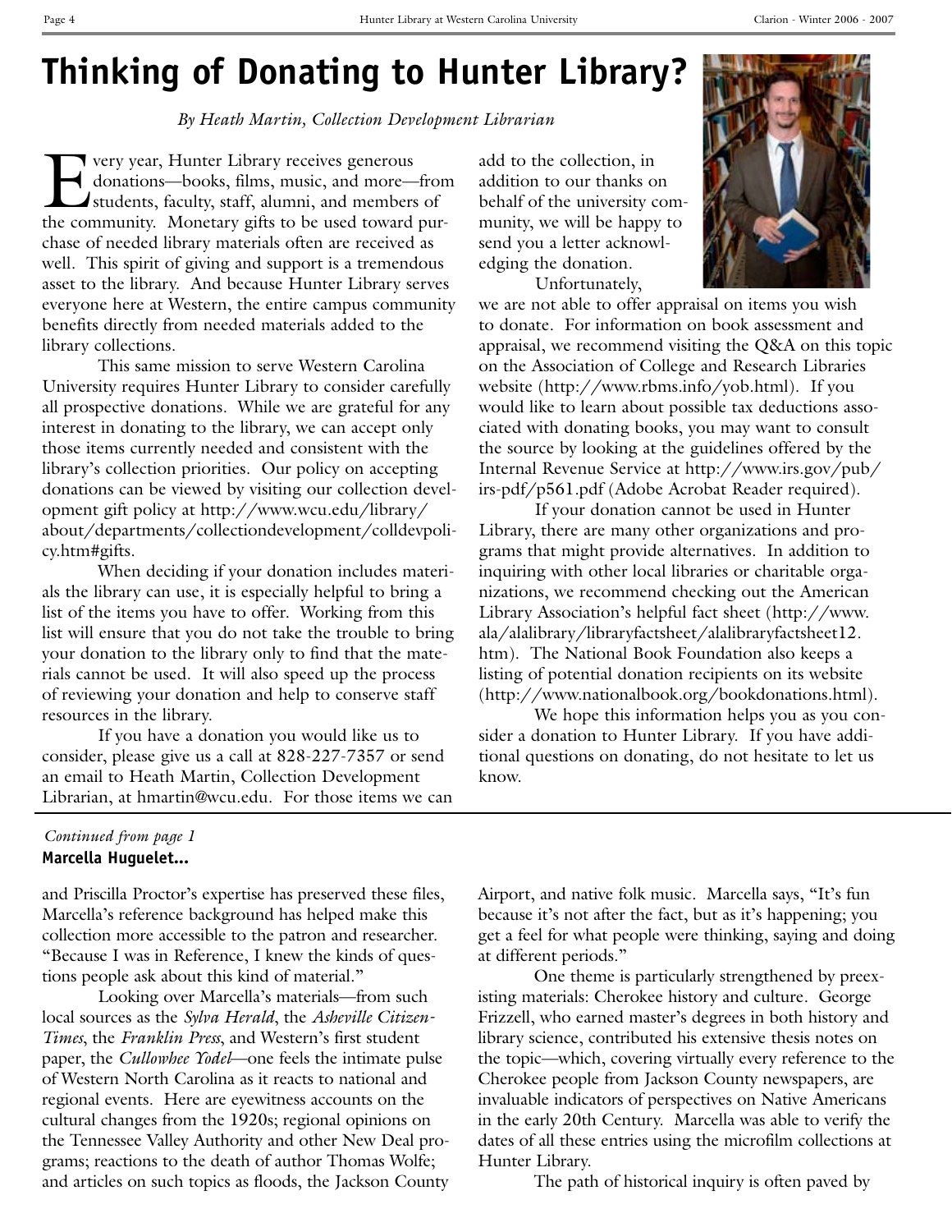# Thinking of Donating to Hunter Library?

*By Heath Martin, Collection Development Librarian*

Every year, Hunter Library receives generous donations—books, films, music, and more—from students, faculty, staff, alumni, and members of the community. Monetary gifts to be used toward purchase of needed library materials often are received as well. This spirit of giving and support is a tremendous asset to the library. And because Hunter Library serves everyone here at Western, the entire campus community benefits directly from needed materials added to the library collections.

This same mission to serve Western Carolina University requires Hunter Library to consider carefully all prospective donations. While we are grateful for any interest in donating to the library, we can accept only those items currently needed and consistent with the library's collection priorities. Our policy on accepting donations can be viewed by visiting our collection development gift policy at http://www.wcu.edu/library/about/departments/collectiondevelopment/colldevpolicy.htm#gifts.

When deciding if your donation includes materials the library can use, it is especially helpful to bring a list of the items you have to offer. Working from this list will ensure that you do not take the trouble to bring your donation to the library only to find that the materials cannot be used. It will also speed up the process of reviewing your donation and help to conserve staff resources in the library.

If you have a donation you would like us to consider, please give us a call at 828-227-7357 or send an email to Heath Martin, Collection Development Librarian, at hmartin@wcu.edu. For those items we can add to the collection, in addition to our thanks on behalf of the university community, we will be happy to send you a letter acknowledging the donation.

Unfortunately, we are not able to offer appraisal on items you wish to donate. For information on book assessment and appraisal, we recommend visiting the Q&A on this topic on the Association of College and Research Libraries website (http://www.rbms.info/yob.html). If you would like to learn about possible tax deductions associated with donating books, you may want to consult the source by looking at the guidelines offered by the Internal Revenue Service at http://www.irs.gov/pub/irs-pdf/p561.pdf (Adobe Acrobat Reader required).

If your donation cannot be used in Hunter Library, there are many other organizations and programs that might provide alternatives. In addition to inquiring with other local libraries or charitable organizations, we recommend checking out the American Library Association's helpful fact sheet (http://www.ala/alalibrary/libraryfactsheet/alalibraryfactsheet12.htm). The National Book Foundation also keeps a listing of potential donation recipients on its website (http://www.nationalbook.org/bookdonations.html).

We hope this information helps you as you consider a donation to Hunter Library. If you have additional questions on donating, do not hesitate to let us know.

---

*Continued from page 1*

**Marcella Huguelet...**

and Priscilla Proctor's expertise has preserved these files, Marcella's reference background has helped make this collection more accessible to the patron and researcher. "Because I was in Reference, I knew the kinds of questions people ask about this kind of material."

Looking over Marcella's materials—from such local sources as the *Sylva Herald*, the *Asheville Citizen-Times*, the *Franklin Press*, and Western's first student paper, the *Cullowhee Yodel*—one feels the intimate pulse of Western North Carolina as it reacts to national and regional events. Here are eyewitness accounts on the cultural changes from the 1920s; regional opinions on the Tennessee Valley Authority and other New Deal programs; reactions to the death of author Thomas Wolfe; and articles on such topics as floods, the Jackson County Airport, and native folk music. Marcella says, "It's fun because it's not after the fact, but as it's happening; you get a feel for what people were thinking, saying and doing at different periods."

One theme is particularly strengthened by preexisting materials: Cherokee history and culture. George Frizzell, who earned master's degrees in both history and library science, contributed his extensive thesis notes on the topic—which, covering virtually every reference to the Cherokee people from Jackson County newspapers, are invaluable indicators of perspectives on Native Americans in the early 20th Century. Marcella was able to verify the dates of all these entries using the microfilm collections at Hunter Library.

The path of historical inquiry is often paved by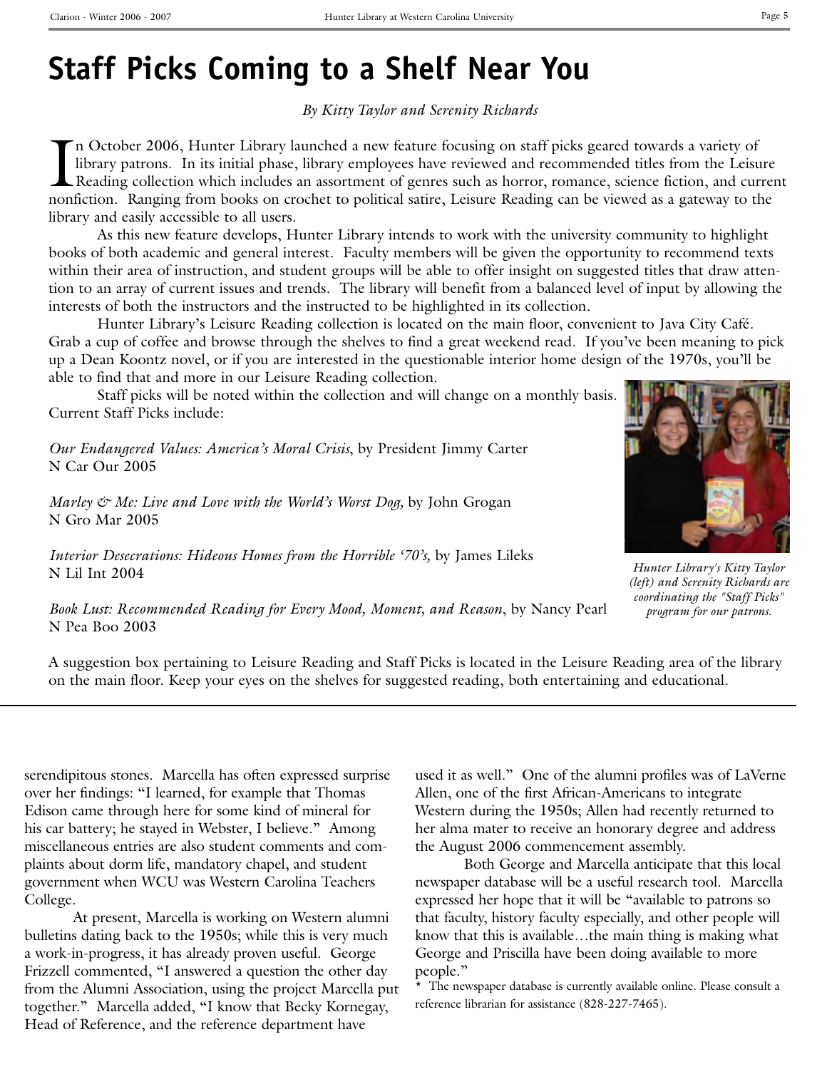# Staff Picks Coming to a Shelf Near You

*By Kitty Taylor and Serenity Richards*

In October 2006, Hunter Library launched a new feature focusing on staff picks geared towards a variety of library patrons. In its initial phase, library employees have reviewed and recommended titles from the Leisure Reading collection which includes an assortment of genres such as horror, romance, science fiction, and current nonfiction. Ranging from books on crochet to political satire, Leisure Reading can be viewed as a gateway to the library and easily accessible to all users.

As this new feature develops, Hunter Library intends to work with the university community to highlight books of both academic and general interest. Faculty members will be given the opportunity to recommend texts within their area of instruction, and student groups will be able to offer insight on suggested titles that draw attention to an array of current issues and trends. The library will benefit from a balanced level of input by allowing the interests of both the instructors and the instructed to be highlighted in its collection.

Hunter Library's Leisure Reading collection is located on the main floor, convenient to Java City Café. Grab a cup of coffee and browse through the shelves to find a great weekend read. If you've been meaning to pick up a Dean Koontz novel, or if you are interested in the questionable interior home design of the 1970s, you'll be able to find that and more in our Leisure Reading collection.

Staff picks will be noted within the collection and will change on a monthly basis. Current Staff Picks include:

*Our Endangered Values: America's Moral Crisis*, by President Jimmy Carter
N Car Our 2005

*Marley & Me: Live and Love with the World's Worst Dog*, by John Grogan
N Gro Mar 2005

*Interior Desecrations: Hideous Homes from the Horrible '70's,* by James Lileks
N Lil Int 2004

*Book Lust: Recommended Reading for Every Mood, Moment, and Reason*, by Nancy Pearl
N Pea Boo 2003

*Hunter Library's Kitty Taylor (left) and Serenity Richards are coordinating the "Staff Picks" program for our patrons.*

A suggestion box pertaining to Leisure Reading and Staff Picks is located in the Leisure Reading area of the library on the main floor. Keep your eyes on the shelves for suggested reading, both entertaining and educational.

---

serendipitous stones. Marcella has often expressed surprise over her findings: "I learned, for example that Thomas Edison came through here for some kind of mineral for his car battery; he stayed in Webster, I believe." Among miscellaneous entries are also student comments and complaints about dorm life, mandatory chapel, and student government when WCU was Western Carolina Teachers College.

At present, Marcella is working on Western alumni bulletins dating back to the 1950s; while this is very much a work-in-progress, it has already proven useful. George Frizzell commented, "I answered a question the other day from the Alumni Association, using the project Marcella put together." Marcella added, "I know that Becky Kornegay, Head of Reference, and the reference department have used it as well." One of the alumni profiles was of LaVerne Allen, one of the first African-Americans to integrate Western during the 1950s; Allen had recently returned to her alma mater to receive an honorary degree and address the August 2006 commencement assembly.

Both George and Marcella anticipate that this local newspaper database will be a useful research tool. Marcella expressed her hope that it will be "available to patrons so that faculty, history faculty especially, and other people will know that this is available…the main thing is making what George and Priscilla have been doing available to more people."

\* The newspaper database is currently available online. Please consult a reference librarian for assistance (828-227-7465).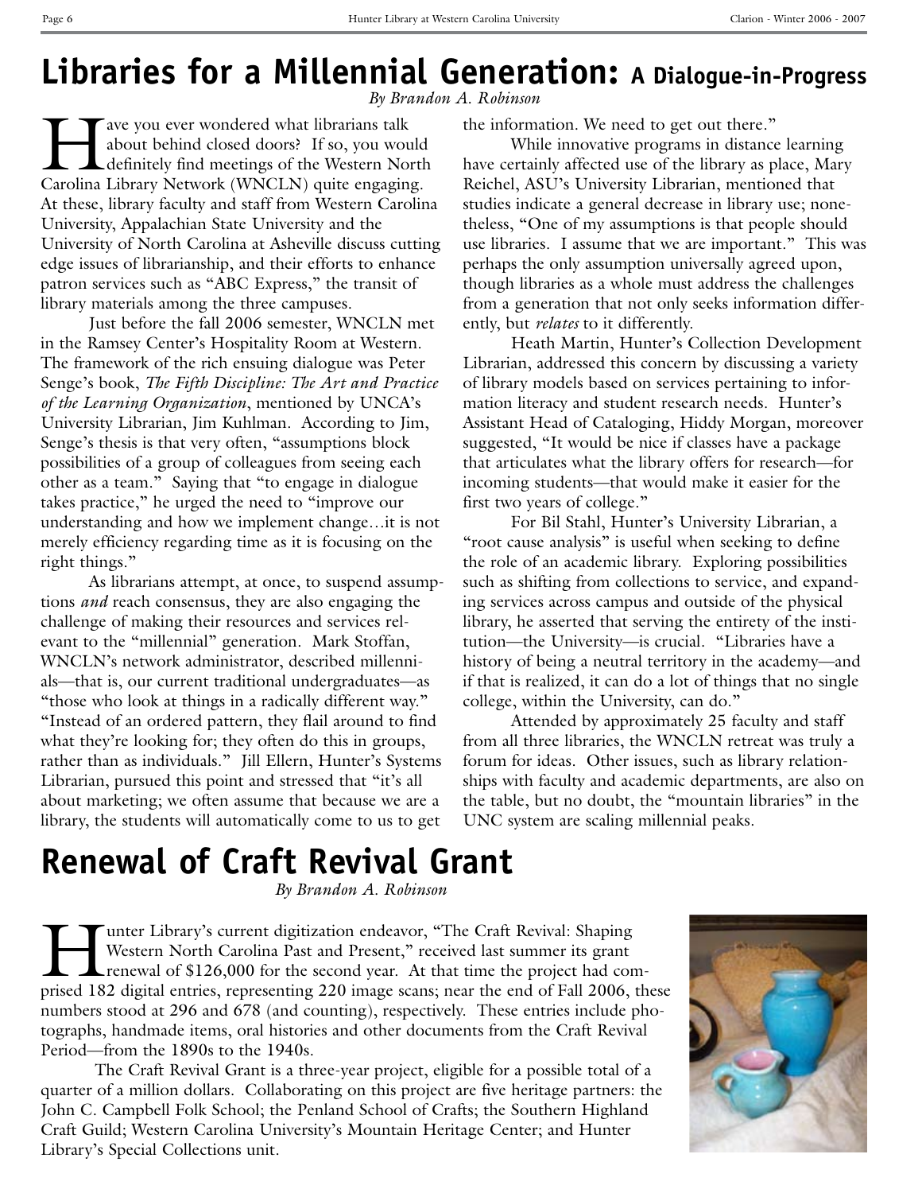# Libraries for a Millennial Generation: A Dialogue-in-Progress

*By Brandon A. Robinson*

Have you ever wondered what librarians talk about behind closed doors? If so, you would definitely find meetings of the Western North Carolina Library Network (WNCLN) quite engaging. At these, library faculty and staff from Western Carolina University, Appalachian State University and the University of North Carolina at Asheville discuss cutting edge issues of librarianship, and their efforts to enhance patron services such as "ABC Express," the transit of library materials among the three campuses.

Just before the fall 2006 semester, WNCLN met in the Ramsey Center's Hospitality Room at Western. The framework of the rich ensuing dialogue was Peter Senge's book, *The Fifth Discipline: The Art and Practice of the Learning Organization*, mentioned by UNCA's University Librarian, Jim Kuhlman. According to Jim, Senge's thesis is that very often, "assumptions block possibilities of a group of colleagues from seeing each other as a team." Saying that "to engage in dialogue takes practice," he urged the need to "improve our understanding and how we implement change…it is not merely efficiency regarding time as it is focusing on the right things."

As librarians attempt, at once, to suspend assumptions *and* reach consensus, they are also engaging the challenge of making their resources and services relevant to the "millennial" generation. Mark Stoffan, WNCLN's network administrator, described millennials—that is, our current traditional undergraduates—as "those who look at things in a radically different way." "Instead of an ordered pattern, they flail around to find what they're looking for; they often do this in groups, rather than as individuals." Jill Ellern, Hunter's Systems Librarian, pursued this point and stressed that "it's all about marketing; we often assume that because we are a library, the students will automatically come to us to get the information. We need to get out there."

While innovative programs in distance learning have certainly affected use of the library as place, Mary Reichel, ASU's University Librarian, mentioned that studies indicate a general decrease in library use; nonetheless, "One of my assumptions is that people should use libraries. I assume that we are important." This was perhaps the only assumption universally agreed upon, though libraries as a whole must address the challenges from a generation that not only seeks information differently, but *relates* to it differently.

Heath Martin, Hunter's Collection Development Librarian, addressed this concern by discussing a variety of library models based on services pertaining to information literacy and student research needs. Hunter's Assistant Head of Cataloging, Hiddy Morgan, moreover suggested, "It would be nice if classes have a package that articulates what the library offers for research—for incoming students—that would make it easier for the first two years of college."

For Bil Stahl, Hunter's University Librarian, a "root cause analysis" is useful when seeking to define the role of an academic library. Exploring possibilities such as shifting from collections to service, and expanding services across campus and outside of the physical library, he asserted that serving the entirety of the institution—the University—is crucial. "Libraries have a history of being a neutral territory in the academy—and if that is realized, it can do a lot of things that no single college, within the University, can do."

Attended by approximately 25 faculty and staff from all three libraries, the WNCLN retreat was truly a forum for ideas. Other issues, such as library relationships with faculty and academic departments, are also on the table, but no doubt, the "mountain libraries" in the UNC system are scaling millennial peaks.

# Renewal of Craft Revival Grant

*By Brandon A. Robinson*

Hunter Library's current digitization endeavor, "The Craft Revival: Shaping Western North Carolina Past and Present," received last summer its grant renewal of $126,000 for the second year. At that time the project had comprised 182 digital entries, representing 220 image scans; near the end of Fall 2006, these numbers stood at 296 and 678 (and counting), respectively. These entries include photographs, handmade items, oral histories and other documents from the Craft Revival Period—from the 1890s to the 1940s.

The Craft Revival Grant is a three-year project, eligible for a possible total of a quarter of a million dollars. Collaborating on this project are five heritage partners: the John C. Campbell Folk School; the Penland School of Crafts; the Southern Highland Craft Guild; Western Carolina University's Mountain Heritage Center; and Hunter Library's Special Collections unit.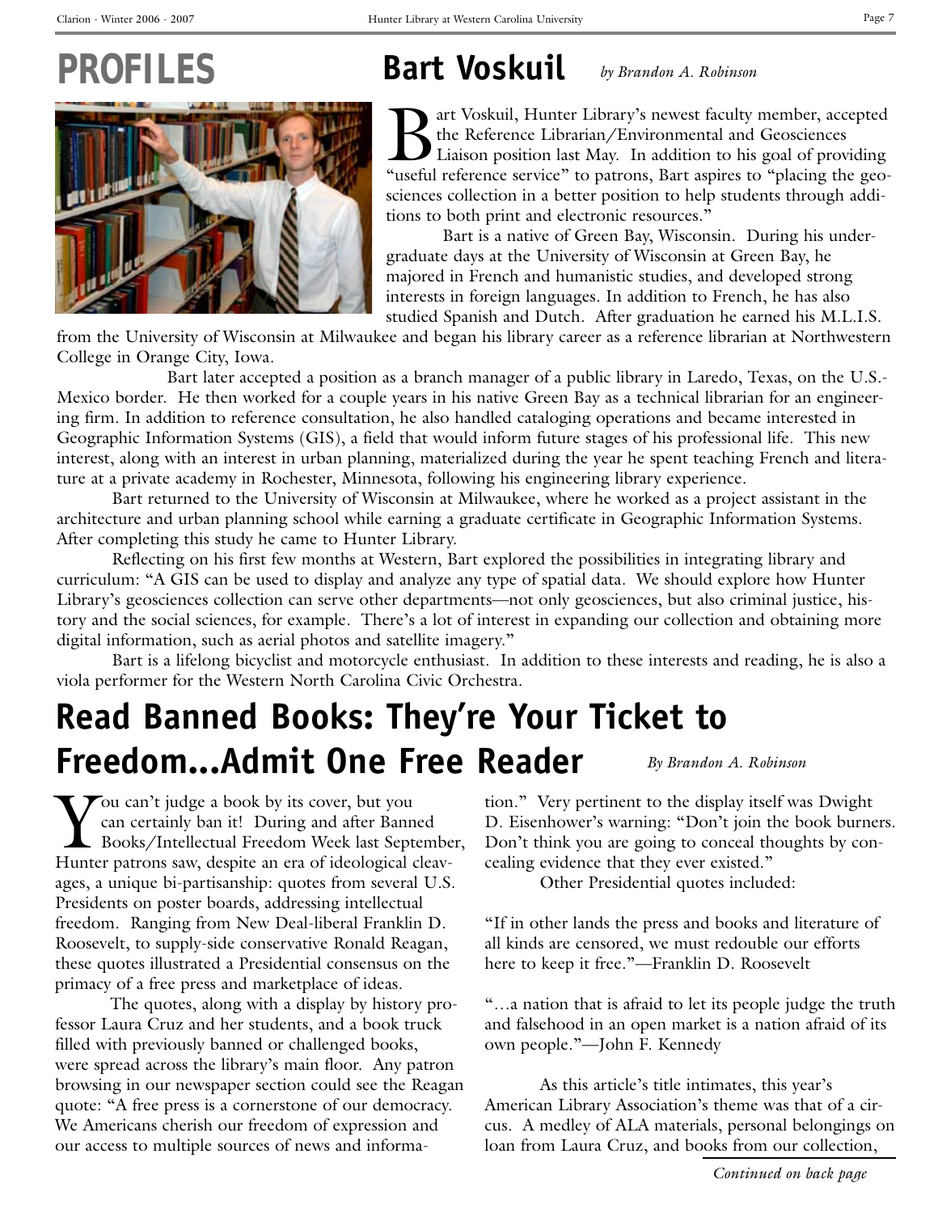# PROFILES

## Bart Voskuil

*by Brandon A. Robinson*

Bart Voskuil, Hunter Library's newest faculty member, accepted the Reference Librarian/Environmental and Geosciences Liaison position last May. In addition to his goal of providing "useful reference service" to patrons, Bart aspires to "placing the geosciences collection in a better position to help students through additions to both print and electronic resources."

Bart is a native of Green Bay, Wisconsin. During his undergraduate days at the University of Wisconsin at Green Bay, he majored in French and humanistic studies, and developed strong interests in foreign languages. In addition to French, he has also studied Spanish and Dutch. After graduation he earned his M.L.I.S. from the University of Wisconsin at Milwaukee and began his library career as a reference librarian at Northwestern College in Orange City, Iowa.

Bart later accepted a position as a branch manager of a public library in Laredo, Texas, on the U.S.-Mexico border. He then worked for a couple years in his native Green Bay as a technical librarian for an engineering firm. In addition to reference consultation, he also handled cataloging operations and became interested in Geographic Information Systems (GIS), a field that would inform future stages of his professional life. This new interest, along with an interest in urban planning, materialized during the year he spent teaching French and literature at a private academy in Rochester, Minnesota, following his engineering library experience.

Bart returned to the University of Wisconsin at Milwaukee, where he worked as a project assistant in the architecture and urban planning school while earning a graduate certificate in Geographic Information Systems. After completing this study he came to Hunter Library.

Reflecting on his first few months at Western, Bart explored the possibilities in integrating library and curriculum: "A GIS can be used to display and analyze any type of spatial data. We should explore how Hunter Library's geosciences collection can serve other departments—not only geosciences, but also criminal justice, history and the social sciences, for example. There's a lot of interest in expanding our collection and obtaining more digital information, such as aerial photos and satellite imagery."

Bart is a lifelong bicyclist and motorcycle enthusiast. In addition to these interests and reading, he is also a viola performer for the Western North Carolina Civic Orchestra.

## Read Banned Books: They're Your Ticket to Freedom...Admit One Free Reader

*By Brandon A. Robinson*

You can't judge a book by its cover, but you can certainly ban it! During and after Banned Books/Intellectual Freedom Week last September, Hunter patrons saw, despite an era of ideological cleavages, a unique bi-partisanship: quotes from several U.S. Presidents on poster boards, addressing intellectual freedom. Ranging from New Deal-liberal Franklin D. Roosevelt, to supply-side conservative Ronald Reagan, these quotes illustrated a Presidential consensus on the primacy of a free press and marketplace of ideas.

The quotes, along with a display by history professor Laura Cruz and her students, and a book truck filled with previously banned or challenged books, were spread across the library's main floor. Any patron browsing in our newspaper section could see the Reagan quote: "A free press is a cornerstone of our democracy. We Americans cherish our freedom of expression and our access to multiple sources of news and information." Very pertinent to the display itself was Dwight D. Eisenhower's warning: "Don't join the book burners. Don't think you are going to conceal thoughts by concealing evidence that they ever existed."

Other Presidential quotes included:

"If in other lands the press and books and literature of all kinds are censored, we must redouble our efforts here to keep it free."—Franklin D. Roosevelt

"…a nation that is afraid to let its people judge the truth and falsehood in an open market is a nation afraid of its own people."—John F. Kennedy

As this article's title intimates, this year's American Library Association's theme was that of a circus. A medley of ALA materials, personal belongings on loan from Laura Cruz, and books from our collection,

*Continued on back page*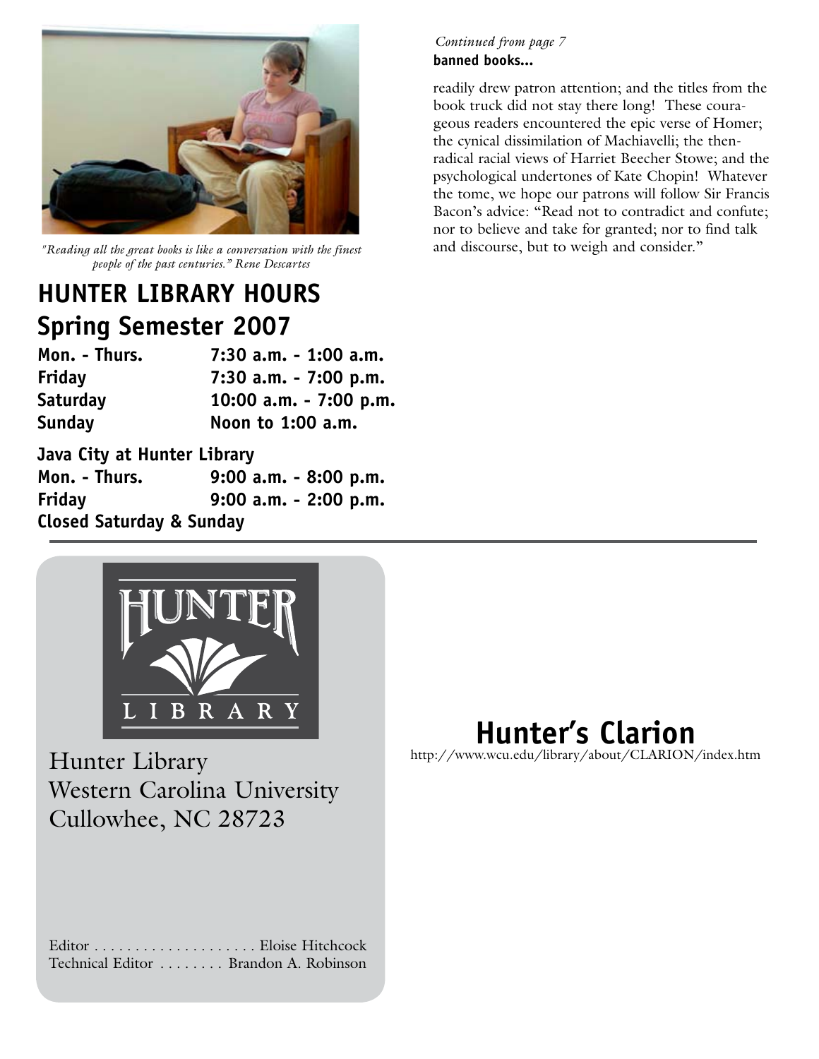*"Reading all the great books is like a conversation with the finest people of the past centuries." Rene Descartes*

## HUNTER LIBRARY HOURS
## Spring Semester 2007

| | |
|---|---|
| **Mon. - Thurs.** | **7:30 a.m. - 1:00 a.m.** |
| **Friday** | **7:30 a.m. - 7:00 p.m.** |
| **Saturday** | **10:00 a.m. - 7:00 p.m.** |
| **Sunday** | **Noon to 1:00 a.m.** |

**Java City at Hunter Library**

| | |
|---|---|
| **Mon. - Thurs.** | **9:00 a.m. - 8:00 p.m.** |
| **Friday** | **9:00 a.m. - 2:00 p.m.** |

**Closed Saturday & Sunday**

*Continued from page 7*

**banned books...**

readily drew patron attention; and the titles from the book truck did not stay there long! These courageous readers encountered the epic verse of Homer; the cynical dissimilation of Machiavelli; the then-radical racial views of Harriet Beecher Stowe; and the psychological undertones of Kate Chopin! Whatever the tome, we hope our patrons will follow Sir Francis Bacon's advice: "Read not to contradict and confute; nor to believe and take for granted; nor to find talk and discourse, but to weigh and consider."

HUNTER LIBRARY

Hunter Library
Western Carolina University
Cullowhee, NC 28723

Editor .................... Eloise Hitchcock
Technical Editor ........ Brandon A. Robinson

# Hunter's Clarion

http://www.wcu.edu/library/about/CLARION/index.htm